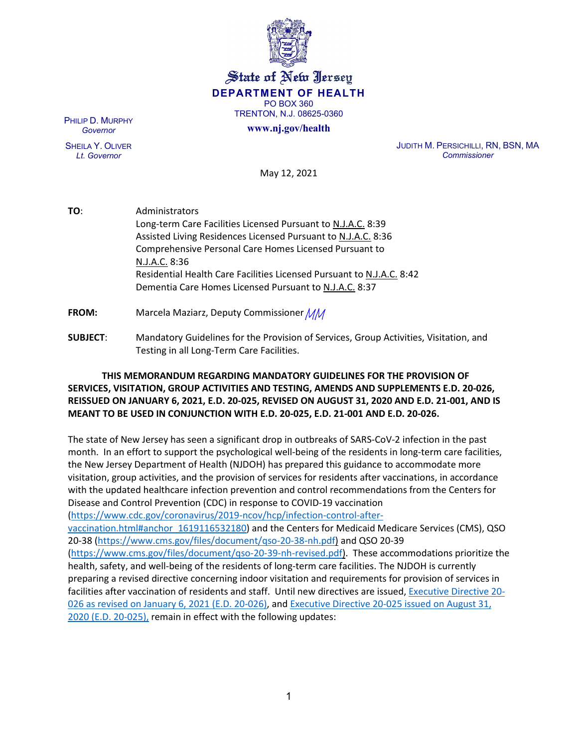# State of New Jersey

**DEPARTMENT OF HEALTH**

PO BOX 360
TRENTON, N.J. 08625-0360

**www.nj.gov/health**

PHILIP D. MURPHY
*Governor*

SHEILA Y. OLIVER
*Lt. Governor*

JUDITH M. PERSICHILLI, RN, BSN, MA
*Commissioner*

May 12, 2021

**TO**: Administrators
Long-term Care Facilities Licensed Pursuant to N.J.A.C. 8:39
Assisted Living Residences Licensed Pursuant to N.J.A.C. 8:36
Comprehensive Personal Care Homes Licensed Pursuant to N.J.A.C. 8:36
Residential Health Care Facilities Licensed Pursuant to N.J.A.C. 8:42
Dementia Care Homes Licensed Pursuant to N.J.A.C. 8:37

**FROM:** Marcela Maziarz, Deputy Commissioner *MM*

**SUBJECT**: Mandatory Guidelines for the Provision of Services, Group Activities, Visitation, and Testing in all Long-Term Care Facilities.

**THIS MEMORANDUM REGARDING MANDATORY GUIDELINES FOR THE PROVISION OF SERVICES, VISITATION, GROUP ACTIVITIES AND TESTING, AMENDS AND SUPPLEMENTS E.D. 20-026, REISSUED ON JANUARY 6, 2021, E.D. 20-025, REVISED ON AUGUST 31, 2020 AND E.D. 21-001, AND IS MEANT TO BE USED IN CONJUNCTION WITH E.D. 20-025, E.D. 21-001 AND E.D. 20-026.**

The state of New Jersey has seen a significant drop in outbreaks of SARS-CoV-2 infection in the past month. In an effort to support the psychological well-being of the residents in long-term care facilities, the New Jersey Department of Health (NJDOH) has prepared this guidance to accommodate more visitation, group activities, and the provision of services for residents after vaccinations, in accordance with the updated healthcare infection prevention and control recommendations from the Centers for Disease Control and Prevention (CDC) in response to COVID-19 vaccination (https://www.cdc.gov/coronavirus/2019-ncov/hcp/infection-control-after-vaccination.html#anchor_1619116532180) and the Centers for Medicaid Medicare Services (CMS), QSO 20-38 (https://www.cms.gov/files/document/qso-20-38-nh.pdf) and QSO 20-39 (https://www.cms.gov/files/document/qso-20-39-nh-revised.pdf). These accommodations prioritize the health, safety, and well-being of the residents of long-term care facilities. The NJDOH is currently preparing a revised directive concerning indoor visitation and requirements for provision of services in facilities after vaccination of residents and staff. Until new directives are issued, Executive Directive 20-026 as revised on January 6, 2021 (E.D. 20-026), and Executive Directive 20-025 issued on August 31, 2020 (E.D. 20-025), remain in effect with the following updates: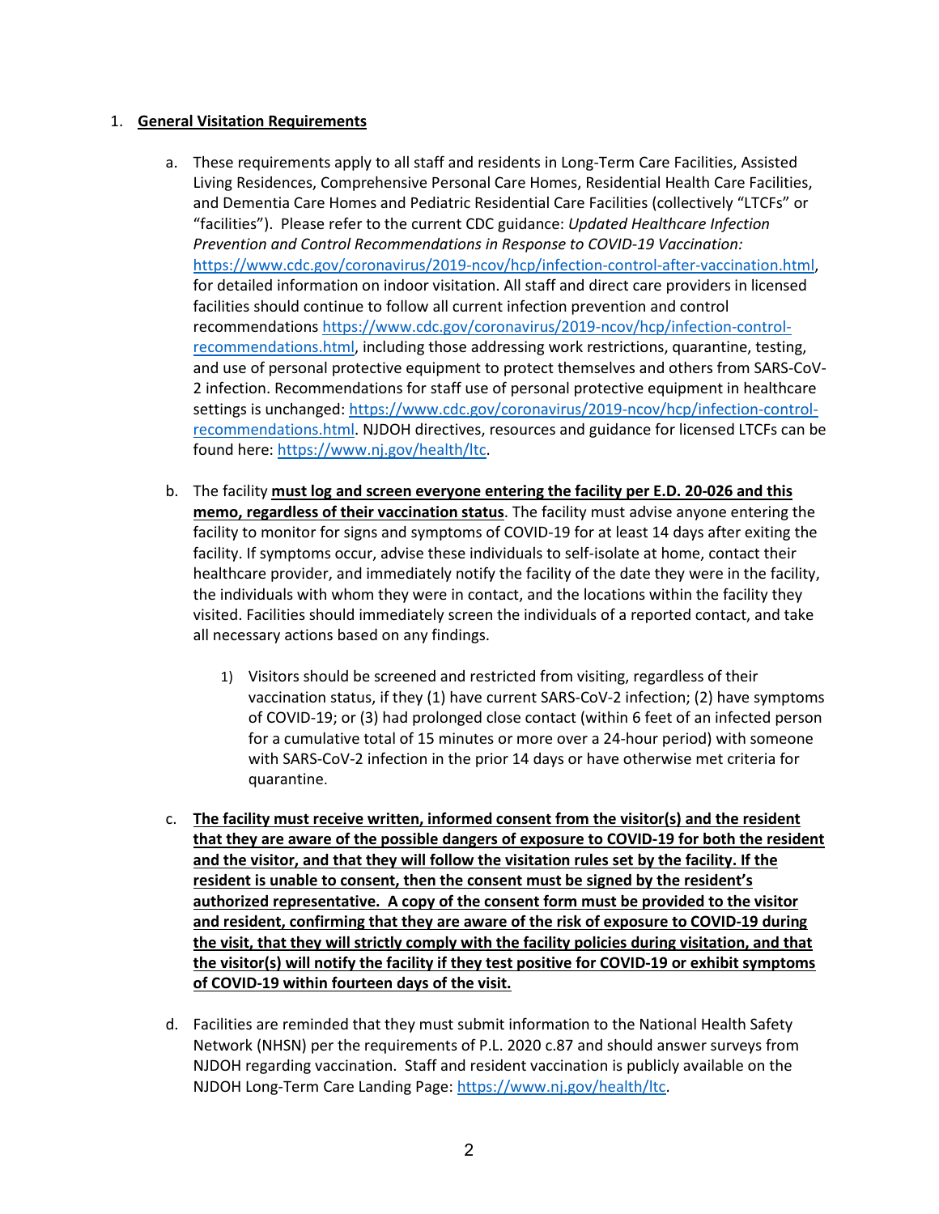1. **General Visitation Requirements**

   a. These requirements apply to all staff and residents in Long-Term Care Facilities, Assisted Living Residences, Comprehensive Personal Care Homes, Residential Health Care Facilities, and Dementia Care Homes and Pediatric Residential Care Facilities (collectively "LTCFs" or "facilities"). Please refer to the current CDC guidance: *Updated Healthcare Infection Prevention and Control Recommendations in Response to COVID-19 Vaccination:* https://www.cdc.gov/coronavirus/2019-ncov/hcp/infection-control-after-vaccination.html, for detailed information on indoor visitation. All staff and direct care providers in licensed facilities should continue to follow all current infection prevention and control recommendations https://www.cdc.gov/coronavirus/2019-ncov/hcp/infection-control-recommendations.html, including those addressing work restrictions, quarantine, testing, and use of personal protective equipment to protect themselves and others from SARS-CoV-2 infection. Recommendations for staff use of personal protective equipment in healthcare settings is unchanged: https://www.cdc.gov/coronavirus/2019-ncov/hcp/infection-control-recommendations.html. NJDOH directives, resources and guidance for licensed LTCFs can be found here: https://www.nj.gov/health/ltc.

   b. The facility **must log and screen everyone entering the facility per E.D. 20-026 and this memo, regardless of their vaccination status**. The facility must advise anyone entering the facility to monitor for signs and symptoms of COVID-19 for at least 14 days after exiting the facility. If symptoms occur, advise these individuals to self-isolate at home, contact their healthcare provider, and immediately notify the facility of the date they were in the facility, the individuals with whom they were in contact, and the locations within the facility they visited. Facilities should immediately screen the individuals of a reported contact, and take all necessary actions based on any findings.

      1) Visitors should be screened and restricted from visiting, regardless of their vaccination status, if they (1) have current SARS-CoV-2 infection; (2) have symptoms of COVID-19; or (3) had prolonged close contact (within 6 feet of an infected person for a cumulative total of 15 minutes or more over a 24-hour period) with someone with SARS-CoV-2 infection in the prior 14 days or have otherwise met criteria for quarantine.

   c. **The facility must receive written, informed consent from the visitor(s) and the resident that they are aware of the possible dangers of exposure to COVID-19 for both the resident and the visitor, and that they will follow the visitation rules set by the facility. If the resident is unable to consent, then the consent must be signed by the resident's authorized representative. A copy of the consent form must be provided to the visitor and resident, confirming that they are aware of the risk of exposure to COVID-19 during the visit, that they will strictly comply with the facility policies during visitation, and that the visitor(s) will notify the facility if they test positive for COVID-19 or exhibit symptoms of COVID-19 within fourteen days of the visit.**

   d. Facilities are reminded that they must submit information to the National Health Safety Network (NHSN) per the requirements of P.L. 2020 c.87 and should answer surveys from NJDOH regarding vaccination. Staff and resident vaccination is publicly available on the NJDOH Long-Term Care Landing Page: https://www.nj.gov/health/ltc.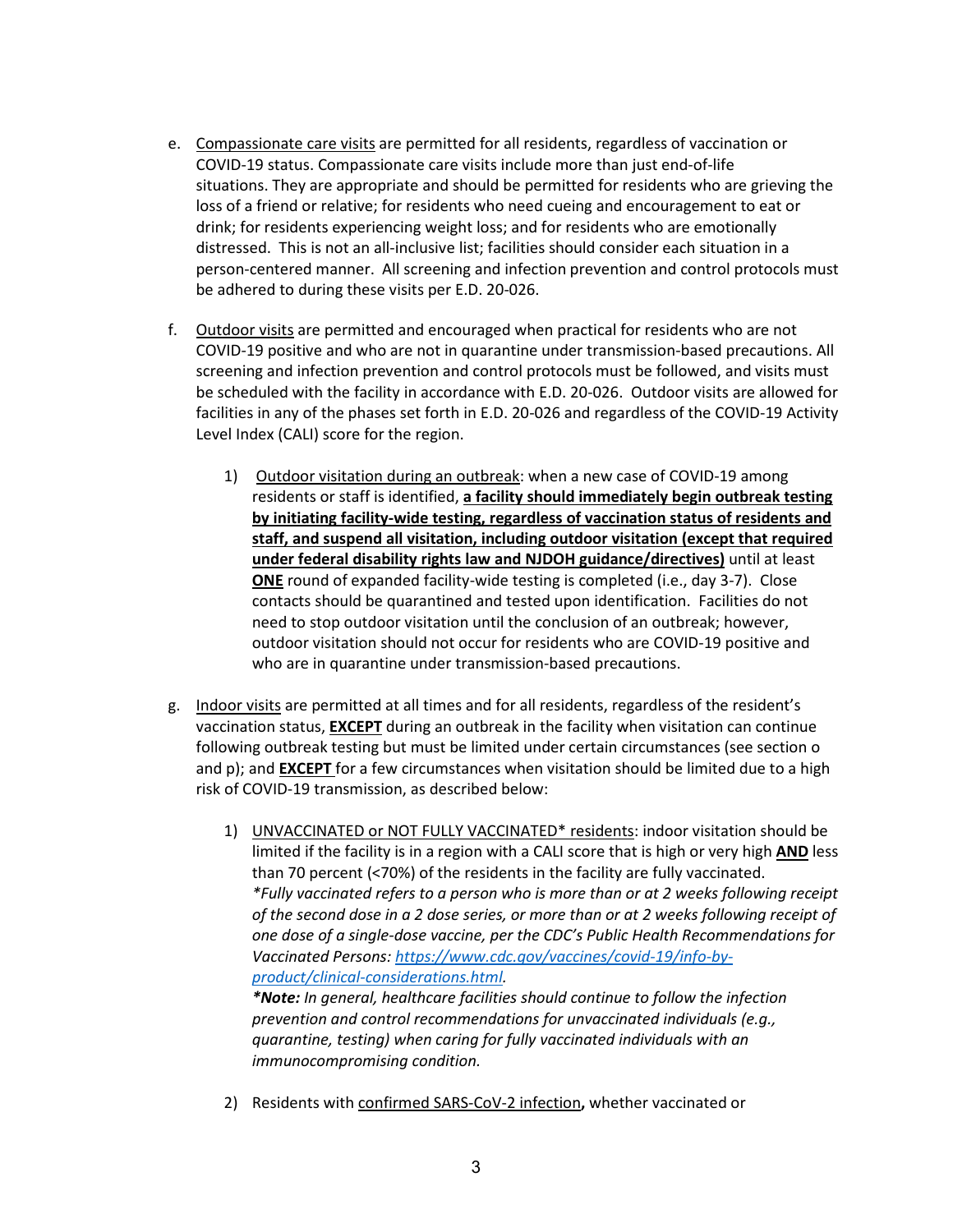e. <u>Compassionate care visits</u> are permitted for all residents, regardless of vaccination or COVID-19 status. Compassionate care visits include more than just end-of-life situations. They are appropriate and should be permitted for residents who are grieving the loss of a friend or relative; for residents who need cueing and encouragement to eat or drink; for residents experiencing weight loss; and for residents who are emotionally distressed. This is not an all-inclusive list; facilities should consider each situation in a person-centered manner. All screening and infection prevention and control protocols must be adhered to during these visits per E.D. 20-026.

f. <u>Outdoor visits</u> are permitted and encouraged when practical for residents who are not COVID-19 positive and who are not in quarantine under transmission-based precautions. All screening and infection prevention and control protocols must be followed, and visits must be scheduled with the facility in accordance with E.D. 20-026. Outdoor visits are allowed for facilities in any of the phases set forth in E.D. 20-026 and regardless of the COVID-19 Activity Level Index (CALI) score for the region.

   1) <u>Outdoor visitation during an outbreak</u>: when a new case of COVID-19 among residents or staff is identified, <u>**a facility should immediately begin outbreak testing by initiating facility-wide testing, regardless of vaccination status of residents and staff, and suspend all visitation, including outdoor visitation (except that required under federal disability rights law and NJDOH guidance/directives)**</u> until at least <u>**ONE**</u> round of expanded facility-wide testing is completed (i.e., day 3-7). Close contacts should be quarantined and tested upon identification. Facilities do not need to stop outdoor visitation until the conclusion of an outbreak; however, outdoor visitation should not occur for residents who are COVID-19 positive and who are in quarantine under transmission-based precautions.

g. <u>Indoor visits</u> are permitted at all times and for all residents, regardless of the resident's vaccination status, <u>**EXCEPT**</u> during an outbreak in the facility when visitation can continue following outbreak testing but must be limited under certain circumstances (see section o and p); and <u>**EXCEPT**</u> for a few circumstances when visitation should be limited due to a high risk of COVID-19 transmission, as described below:

   1) <u>UNVACCINATED or NOT FULLY VACCINATED* residents</u>: indoor visitation should be limited if the facility is in a region with a CALI score that is high or very high <u>**AND**</u> less than 70 percent (<70%) of the residents in the facility are fully vaccinated.
   *\*Fully vaccinated refers to a person who is more than or at 2 weeks following receipt of the second dose in a 2 dose series, or more than or at 2 weeks following receipt of one dose of a single-dose vaccine, per the CDC's Public Health Recommendations for Vaccinated Persons: [https://www.cdc.gov/vaccines/covid-19/info-by-product/clinical-considerations.html](https://www.cdc.gov/vaccines/covid-19/info-by-product/clinical-considerations.html).*
   ***\*Note:** In general, healthcare facilities should continue to follow the infection prevention and control recommendations for unvaccinated individuals (e.g., quarantine, testing) when caring for fully vaccinated individuals with an immunocompromising condition.*

   2) Residents with <u>confirmed SARS-CoV-2 infection</u>**,** whether vaccinated or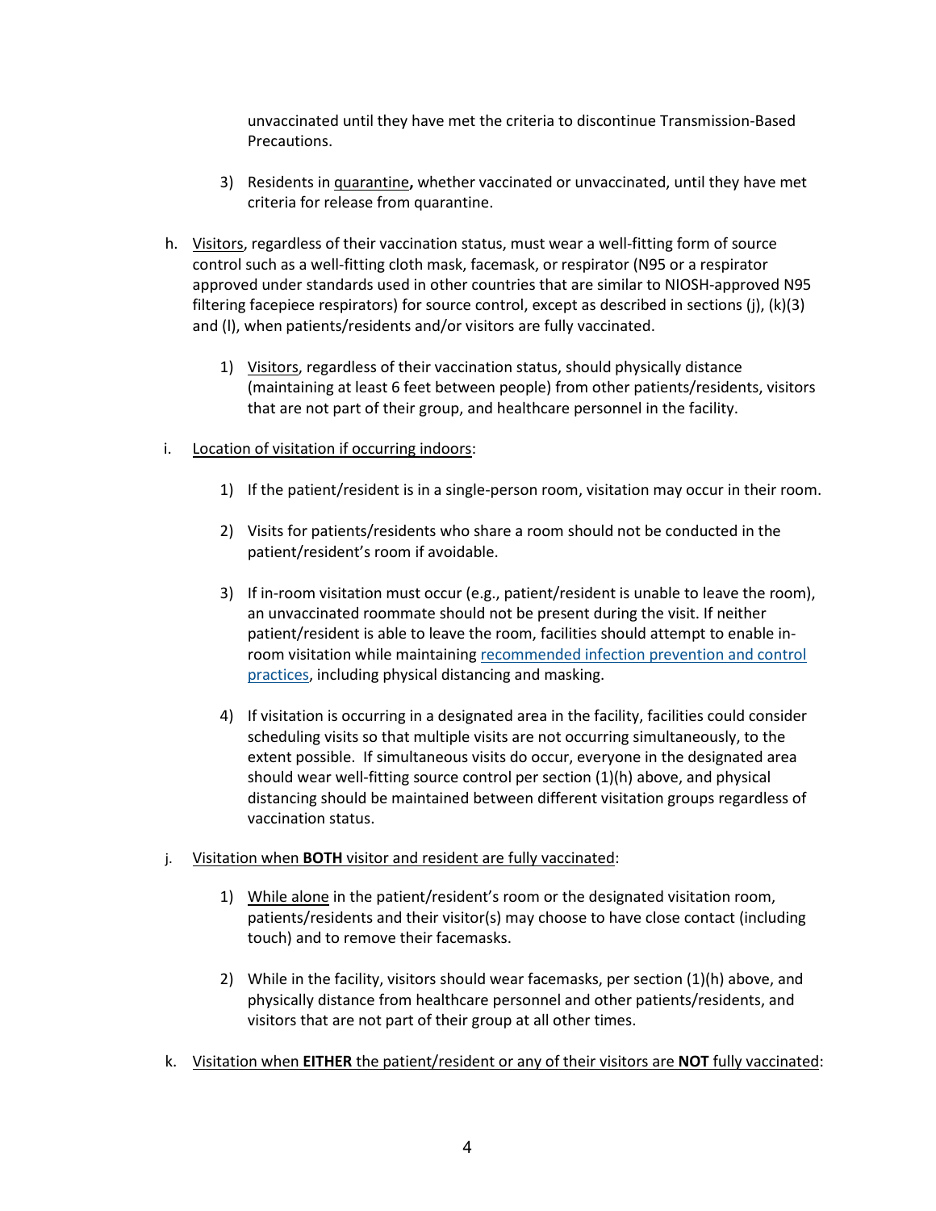unvaccinated until they have met the criteria to discontinue Transmission-Based Precautions.

3) Residents in <u>quarantine</u>**,** whether vaccinated or unvaccinated, until they have met criteria for release from quarantine.

h. <u>Visitors</u>, regardless of their vaccination status, must wear a well-fitting form of source control such as a well-fitting cloth mask, facemask, or respirator (N95 or a respirator approved under standards used in other countries that are similar to NIOSH-approved N95 filtering facepiece respirators) for source control, except as described in sections (j), (k)(3) and (l), when patients/residents and/or visitors are fully vaccinated.

   1) <u>Visitors</u>, regardless of their vaccination status, should physically distance (maintaining at least 6 feet between people) from other patients/residents, visitors that are not part of their group, and healthcare personnel in the facility.

i. <u>Location of visitation if occurring indoors</u>:

   1) If the patient/resident is in a single-person room, visitation may occur in their room.

   2) Visits for patients/residents who share a room should not be conducted in the patient/resident's room if avoidable.

   3) If in-room visitation must occur (e.g., patient/resident is unable to leave the room), an unvaccinated roommate should not be present during the visit. If neither patient/resident is able to leave the room, facilities should attempt to enable in-room visitation while maintaining [recommended infection prevention and control practices](), including physical distancing and masking.

   4) If visitation is occurring in a designated area in the facility, facilities could consider scheduling visits so that multiple visits are not occurring simultaneously, to the extent possible. If simultaneous visits do occur, everyone in the designated area should wear well-fitting source control per section (1)(h) above, and physical distancing should be maintained between different visitation groups regardless of vaccination status.

j. <u>Visitation when **BOTH** visitor and resident are fully vaccinated</u>:

   1) <u>While alone</u> in the patient/resident's room or the designated visitation room, patients/residents and their visitor(s) may choose to have close contact (including touch) and to remove their facemasks.

   2) While in the facility, visitors should wear facemasks, per section (1)(h) above, and physically distance from healthcare personnel and other patients/residents, and visitors that are not part of their group at all other times.

k. <u>Visitation when **EITHER** the patient/resident or any of their visitors are **NOT** fully vaccinated</u>: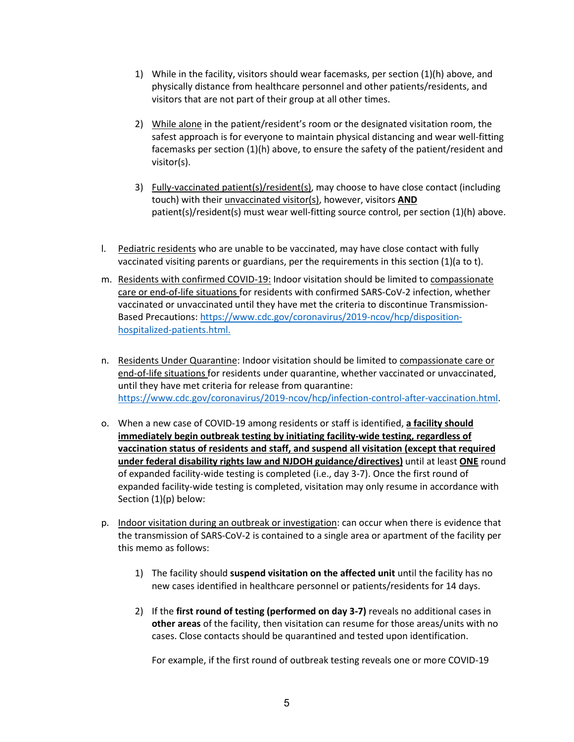1) While in the facility, visitors should wear facemasks, per section (1)(h) above, and physically distance from healthcare personnel and other patients/residents, and visitors that are not part of their group at all other times.

2) While alone in the patient/resident's room or the designated visitation room, the safest approach is for everyone to maintain physical distancing and wear well-fitting facemasks per section (1)(h) above, to ensure the safety of the patient/resident and visitor(s).

3) Fully-vaccinated patient(s)/resident(s), may choose to have close contact (including touch) with their unvaccinated visitor(s), however, visitors **AND** patient(s)/resident(s) must wear well-fitting source control, per section (1)(h) above.

l. Pediatric residents who are unable to be vaccinated, may have close contact with fully vaccinated visiting parents or guardians, per the requirements in this section (1)(a to t).

m. Residents with confirmed COVID-19: Indoor visitation should be limited to compassionate care or end-of-life situations for residents with confirmed SARS-CoV-2 infection, whether vaccinated or unvaccinated until they have met the criteria to discontinue Transmission-Based Precautions: https://www.cdc.gov/coronavirus/2019-ncov/hcp/disposition-hospitalized-patients.html.

n. Residents Under Quarantine: Indoor visitation should be limited to compassionate care or end-of-life situations for residents under quarantine, whether vaccinated or unvaccinated, until they have met criteria for release from quarantine: https://www.cdc.gov/coronavirus/2019-ncov/hcp/infection-control-after-vaccination.html.

o. When a new case of COVID-19 among residents or staff is identified, **a facility should immediately begin outbreak testing by initiating facility-wide testing, regardless of vaccination status of residents and staff, and suspend all visitation (except that required under federal disability rights law and NJDOH guidance/directives)** until at least **ONE** round of expanded facility-wide testing is completed (i.e., day 3-7). Once the first round of expanded facility-wide testing is completed, visitation may only resume in accordance with Section (1)(p) below:

p. Indoor visitation during an outbreak or investigation: can occur when there is evidence that the transmission of SARS-CoV-2 is contained to a single area or apartment of the facility per this memo as follows:

1) The facility should **suspend visitation on the affected unit** until the facility has no new cases identified in healthcare personnel or patients/residents for 14 days.

2) If the **first round of testing (performed on day 3-7)** reveals no additional cases in **other areas** of the facility, then visitation can resume for those areas/units with no cases. Close contacts should be quarantined and tested upon identification.

For example, if the first round of outbreak testing reveals one or more COVID-19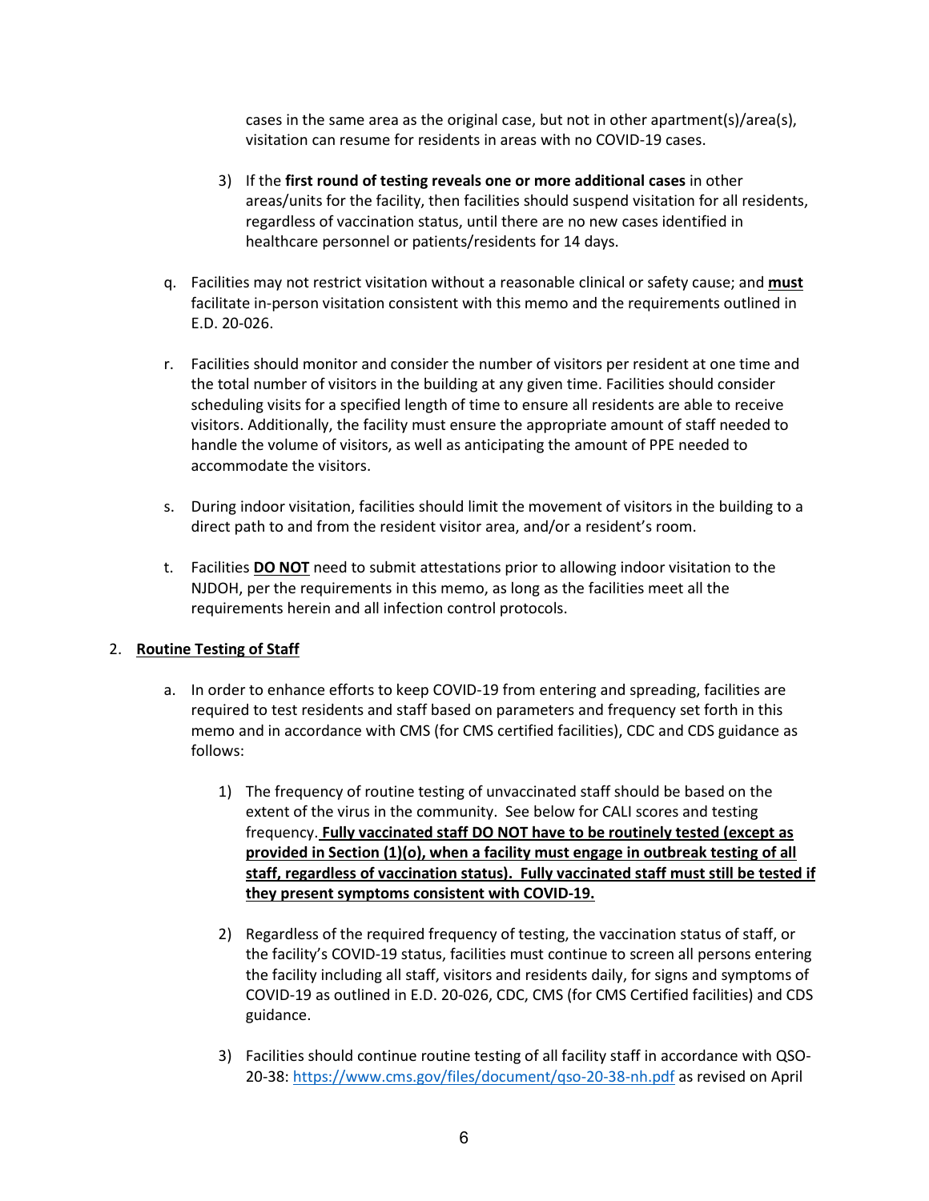cases in the same area as the original case, but not in other apartment(s)/area(s), visitation can resume for residents in areas with no COVID-19 cases.

3) If the **first round of testing reveals one or more additional cases** in other areas/units for the facility, then facilities should suspend visitation for all residents, regardless of vaccination status, until there are no new cases identified in healthcare personnel or patients/residents for 14 days.

q. Facilities may not restrict visitation without a reasonable clinical or safety cause; and **must** facilitate in-person visitation consistent with this memo and the requirements outlined in E.D. 20-026.

r. Facilities should monitor and consider the number of visitors per resident at one time and the total number of visitors in the building at any given time. Facilities should consider scheduling visits for a specified length of time to ensure all residents are able to receive visitors. Additionally, the facility must ensure the appropriate amount of staff needed to handle the volume of visitors, as well as anticipating the amount of PPE needed to accommodate the visitors.

s. During indoor visitation, facilities should limit the movement of visitors in the building to a direct path to and from the resident visitor area, and/or a resident's room.

t. Facilities **DO NOT** need to submit attestations prior to allowing indoor visitation to the NJDOH, per the requirements in this memo, as long as the facilities meet all the requirements herein and all infection control protocols.

2. **Routine Testing of Staff**

a. In order to enhance efforts to keep COVID-19 from entering and spreading, facilities are required to test residents and staff based on parameters and frequency set forth in this memo and in accordance with CMS (for CMS certified facilities), CDC and CDS guidance as follows:

1) The frequency of routine testing of unvaccinated staff should be based on the extent of the virus in the community. See below for CALI scores and testing frequency. **Fully vaccinated staff DO NOT have to be routinely tested (except as provided in Section (1)(o), when a facility must engage in outbreak testing of all staff, regardless of vaccination status). Fully vaccinated staff must still be tested if they present symptoms consistent with COVID-19.**

2) Regardless of the required frequency of testing, the vaccination status of staff, or the facility's COVID-19 status, facilities must continue to screen all persons entering the facility including all staff, visitors and residents daily, for signs and symptoms of COVID-19 as outlined in E.D. 20-026, CDC, CMS (for CMS Certified facilities) and CDS guidance.

3) Facilities should continue routine testing of all facility staff in accordance with QSO-20-38: https://www.cms.gov/files/document/qso-20-38-nh.pdf as revised on April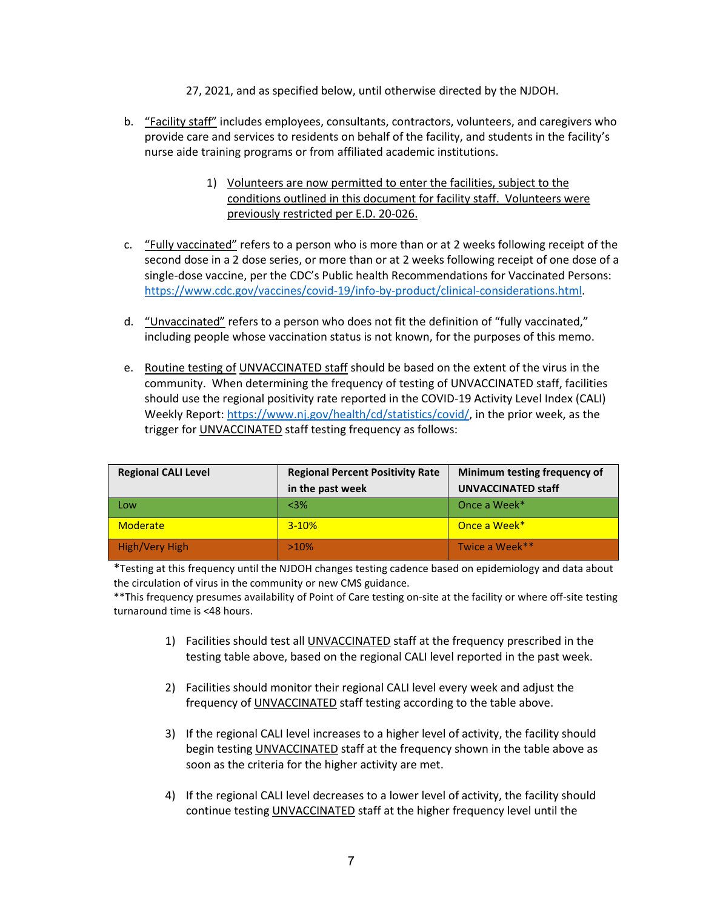27, 2021, and as specified below, until otherwise directed by the NJDOH.

b. "Facility staff" includes employees, consultants, contractors, volunteers, and caregivers who provide care and services to residents on behalf of the facility, and students in the facility's nurse aide training programs or from affiliated academic institutions.

   1) Volunteers are now permitted to enter the facilities, subject to the conditions outlined in this document for facility staff. Volunteers were previously restricted per E.D. 20-026.

c. "Fully vaccinated" refers to a person who is more than or at 2 weeks following receipt of the second dose in a 2 dose series, or more than or at 2 weeks following receipt of one dose of a single-dose vaccine, per the CDC's Public health Recommendations for Vaccinated Persons: https://www.cdc.gov/vaccines/covid-19/info-by-product/clinical-considerations.html.

d. "Unvaccinated" refers to a person who does not fit the definition of "fully vaccinated," including people whose vaccination status is not known, for the purposes of this memo.

e. Routine testing of UNVACCINATED staff should be based on the extent of the virus in the community. When determining the frequency of testing of UNVACCINATED staff, facilities should use the regional positivity rate reported in the COVID-19 Activity Level Index (CALI) Weekly Report: https://www.nj.gov/health/cd/statistics/covid/, in the prior week, as the trigger for UNVACCINATED staff testing frequency as follows:

| Regional CALI Level | Regional Percent Positivity Rate in the past week | Minimum testing frequency of UNVACCINATED staff |
|---|---|---|
| Low | <3% | Once a Week* |
| Moderate | 3-10% | Once a Week* |
| High/Very High | >10% | Twice a Week** |

*Testing at this frequency until the NJDOH changes testing cadence based on epidemiology and data about the circulation of virus in the community or new CMS guidance.
**This frequency presumes availability of Point of Care testing on-site at the facility or where off-site testing turnaround time is <48 hours.

   1) Facilities should test all UNVACCINATED staff at the frequency prescribed in the testing table above, based on the regional CALI level reported in the past week.

   2) Facilities should monitor their regional CALI level every week and adjust the frequency of UNVACCINATED staff testing according to the table above.

   3) If the regional CALI level increases to a higher level of activity, the facility should begin testing UNVACCINATED staff at the frequency shown in the table above as soon as the criteria for the higher activity are met.

   4) If the regional CALI level decreases to a lower level of activity, the facility should continue testing UNVACCINATED staff at the higher frequency level until the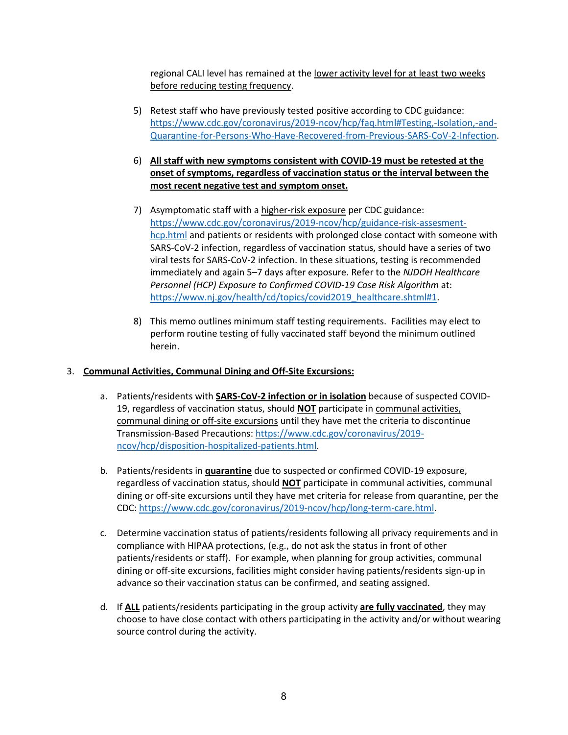regional CALI level has remained at the lower activity level for at least two weeks before reducing testing frequency.

5) Retest staff who have previously tested positive according to CDC guidance: https://www.cdc.gov/coronavirus/2019-ncov/hcp/faq.html#Testing,-Isolation,-and-Quarantine-for-Persons-Who-Have-Recovered-from-Previous-SARS-CoV-2-Infection.

6) **All staff with new symptoms consistent with COVID-19 must be retested at the onset of symptoms, regardless of vaccination status or the interval between the most recent negative test and symptom onset.**

7) Asymptomatic staff with a higher-risk exposure per CDC guidance: https://www.cdc.gov/coronavirus/2019-ncov/hcp/guidance-risk-assesment-hcp.html and patients or residents with prolonged close contact with someone with SARS-CoV-2 infection, regardless of vaccination status, should have a series of two viral tests for SARS-CoV-2 infection. In these situations, testing is recommended immediately and again 5–7 days after exposure. Refer to the *NJDOH Healthcare Personnel (HCP) Exposure to Confirmed COVID-19 Case Risk Algorithm* at: https://www.nj.gov/health/cd/topics/covid2019_healthcare.shtml#1.

8) This memo outlines minimum staff testing requirements. Facilities may elect to perform routine testing of fully vaccinated staff beyond the minimum outlined herein.

3. **Communal Activities, Communal Dining and Off-Site Excursions:**

   a. Patients/residents with **SARS-CoV-2 infection or in isolation** because of suspected COVID-19, regardless of vaccination status, should **NOT** participate in communal activities, communal dining or off-site excursions until they have met the criteria to discontinue Transmission-Based Precautions: https://www.cdc.gov/coronavirus/2019-ncov/hcp/disposition-hospitalized-patients.html.

   b. Patients/residents in **quarantine** due to suspected or confirmed COVID-19 exposure, regardless of vaccination status, should **NOT** participate in communal activities, communal dining or off-site excursions until they have met criteria for release from quarantine, per the CDC: https://www.cdc.gov/coronavirus/2019-ncov/hcp/long-term-care.html.

   c. Determine vaccination status of patients/residents following all privacy requirements and in compliance with HIPAA protections, (e.g., do not ask the status in front of other patients/residents or staff). For example, when planning for group activities, communal dining or off-site excursions, facilities might consider having patients/residents sign-up in advance so their vaccination status can be confirmed, and seating assigned.

   d. If **ALL** patients/residents participating in the group activity **are fully vaccinated**, they may choose to have close contact with others participating in the activity and/or without wearing source control during the activity.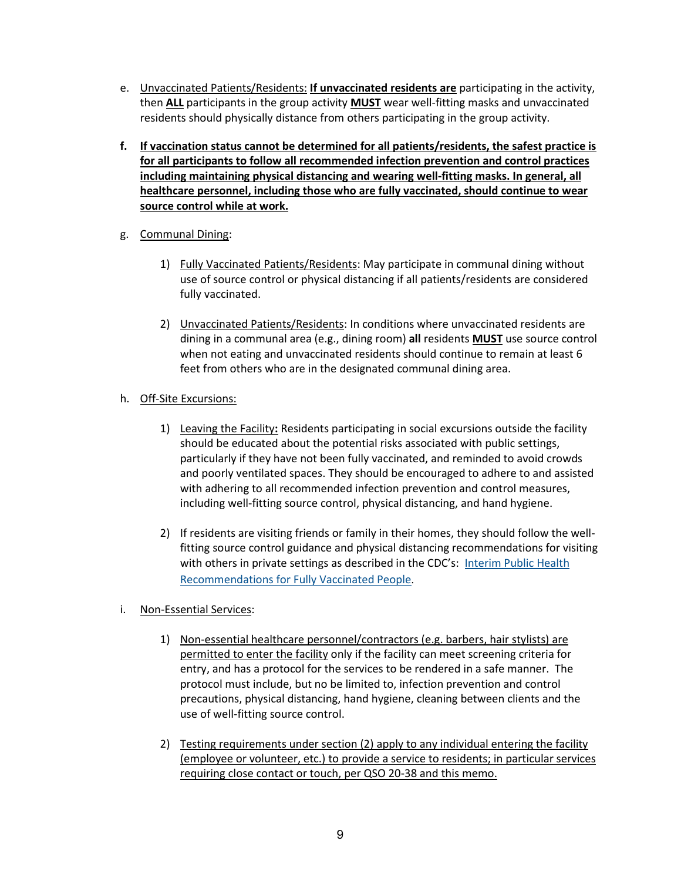e. <u>Unvaccinated Patients/Residents:</u> **<u>If unvaccinated residents are</u>** participating in the activity, then **<u>ALL</u>** participants in the group activity **<u>MUST</u>** wear well-fitting masks and unvaccinated residents should physically distance from others participating in the group activity.

**f. <u>If vaccination status cannot be determined for all patients/residents, the safest practice is for all participants to follow all recommended infection prevention and control practices including maintaining physical distancing and wearing well-fitting masks. In general, all healthcare personnel, including those who are fully vaccinated, should continue to wear source control while at work.</u>**

g. <u>Communal Dining</u>:

1) <u>Fully Vaccinated Patients/Residents</u>: May participate in communal dining without use of source control or physical distancing if all patients/residents are considered fully vaccinated.

2) <u>Unvaccinated Patients/Residents</u>: In conditions where unvaccinated residents are dining in a communal area (e.g., dining room) **all** residents **<u>MUST</u>** use source control when not eating and unvaccinated residents should continue to remain at least 6 feet from others who are in the designated communal dining area.

h. <u>Off-Site Excursions:</u>

1) <u>Leaving the Facility</u>**:** Residents participating in social excursions outside the facility should be educated about the potential risks associated with public settings, particularly if they have not been fully vaccinated, and reminded to avoid crowds and poorly ventilated spaces. They should be encouraged to adhere to and assisted with adhering to all recommended infection prevention and control measures, including well-fitting source control, physical distancing, and hand hygiene.

2) If residents are visiting friends or family in their homes, they should follow the well-fitting source control guidance and physical distancing recommendations for visiting with others in private settings as described in the CDC's: [Interim Public Health Recommendations for Fully Vaccinated People](Interim Public Health Recommendations for Fully Vaccinated People).

i. <u>Non-Essential Services</u>:

1) <u>Non-essential healthcare personnel/contractors (e.g. barbers, hair stylists) are permitted to enter the facility</u> only if the facility can meet screening criteria for entry, and has a protocol for the services to be rendered in a safe manner. The protocol must include, but no be limited to, infection prevention and control precautions, physical distancing, hand hygiene, cleaning between clients and the use of well-fitting source control.

2) <u>Testing requirements under section (2) apply to any individual entering the facility (employee or volunteer, etc.) to provide a service to residents; in particular services requiring close contact or touch, per QSO 20-38 and this memo.</u>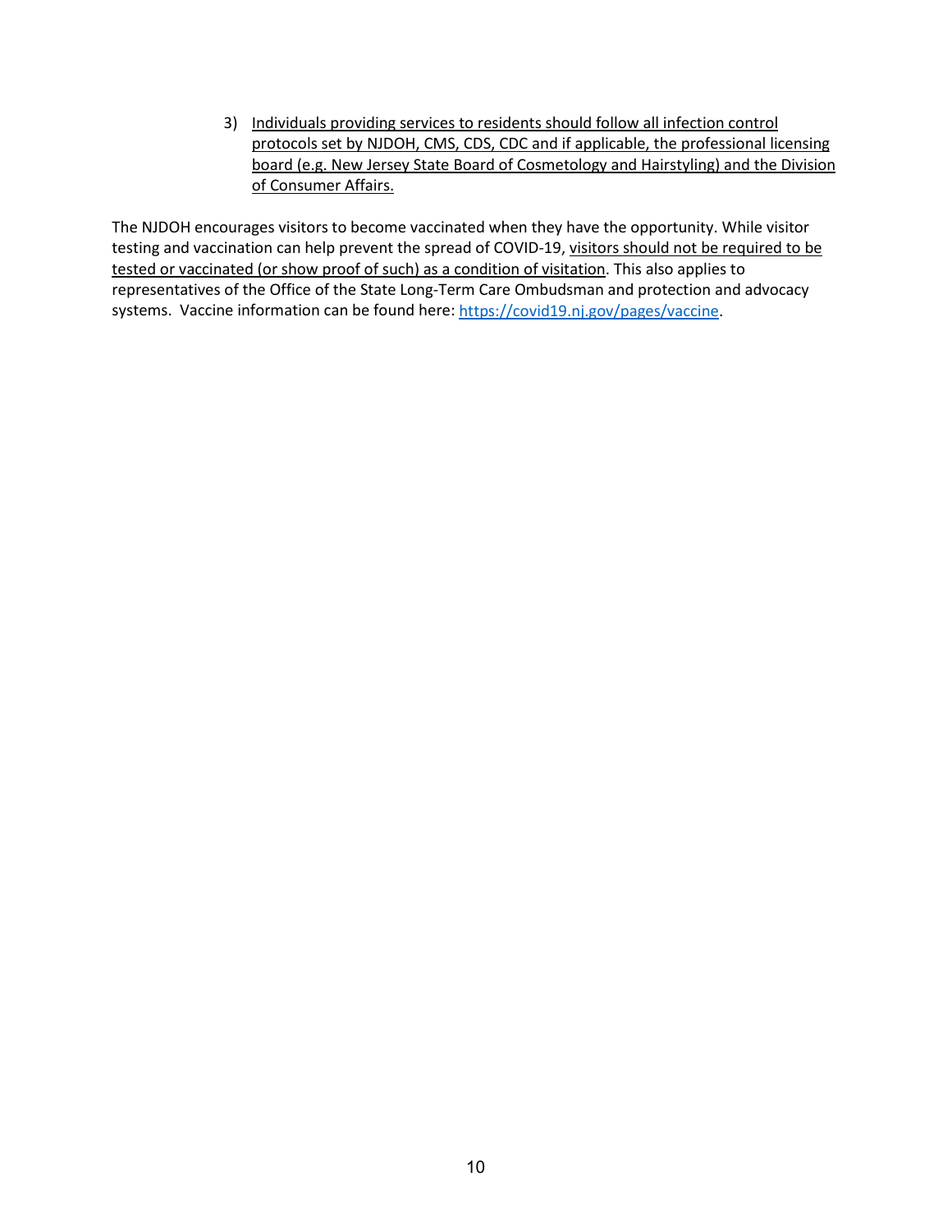3) <u>Individuals providing services to residents should follow all infection control protocols set by NJDOH, CMS, CDS, CDC and if applicable, the professional licensing board (e.g. New Jersey State Board of Cosmetology and Hairstyling) and the Division of Consumer Affairs.</u>

The NJDOH encourages visitors to become vaccinated when they have the opportunity. While visitor testing and vaccination can help prevent the spread of COVID-19, <u>visitors should not be required to be tested or vaccinated (or show proof of such) as a condition of visitation</u>. This also applies to representatives of the Office of the State Long-Term Care Ombudsman and protection and advocacy systems. Vaccine information can be found here: [https://covid19.nj.gov/pages/vaccine](https://covid19.nj.gov/pages/vaccine).